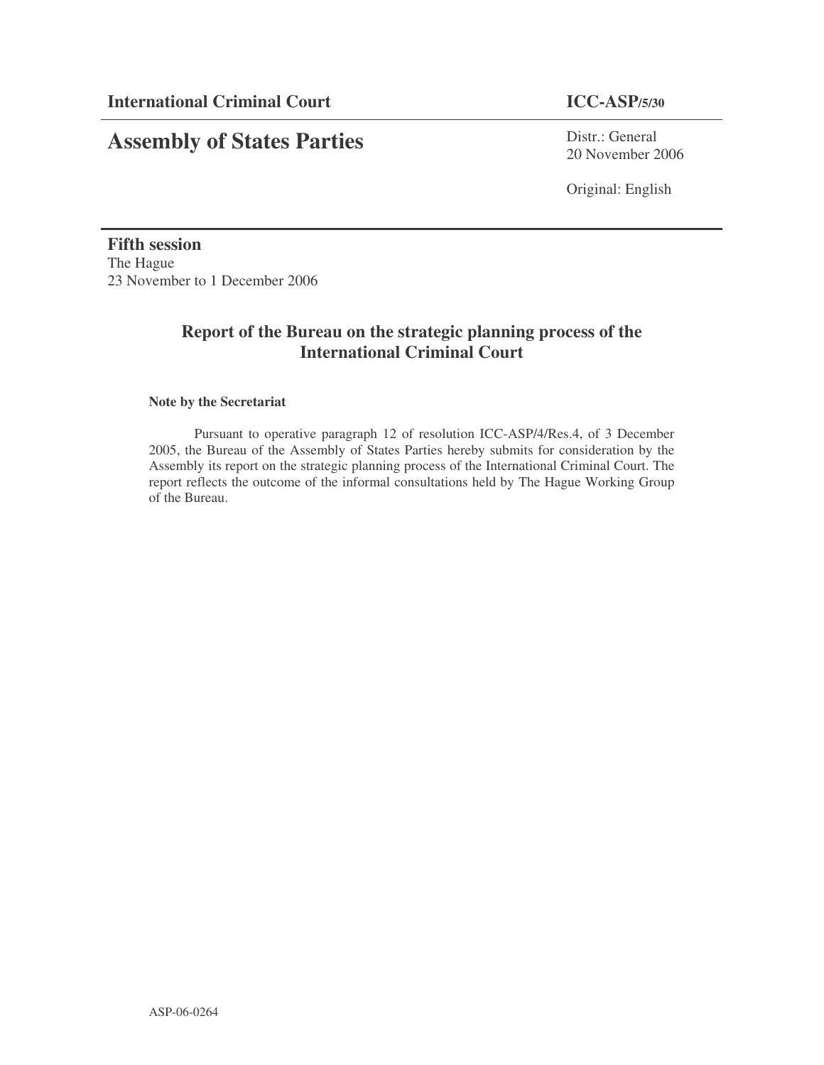**International Criminal Court** **ICC-ASP/5/30**

# Assembly of States Parties

Distr.: General
20 November 2006

Original: English

**Fifth session**
The Hague
23 November to 1 December 2006

## Report of the Bureau on the strategic planning process of the International Criminal Court

**Note by the Secretariat**

Pursuant to operative paragraph 12 of resolution ICC-ASP/4/Res.4, of 3 December 2005, the Bureau of the Assembly of States Parties hereby submits for consideration by the Assembly its report on the strategic planning process of the International Criminal Court. The report reflects the outcome of the informal consultations held by The Hague Working Group of the Bureau.

ASP-06-0264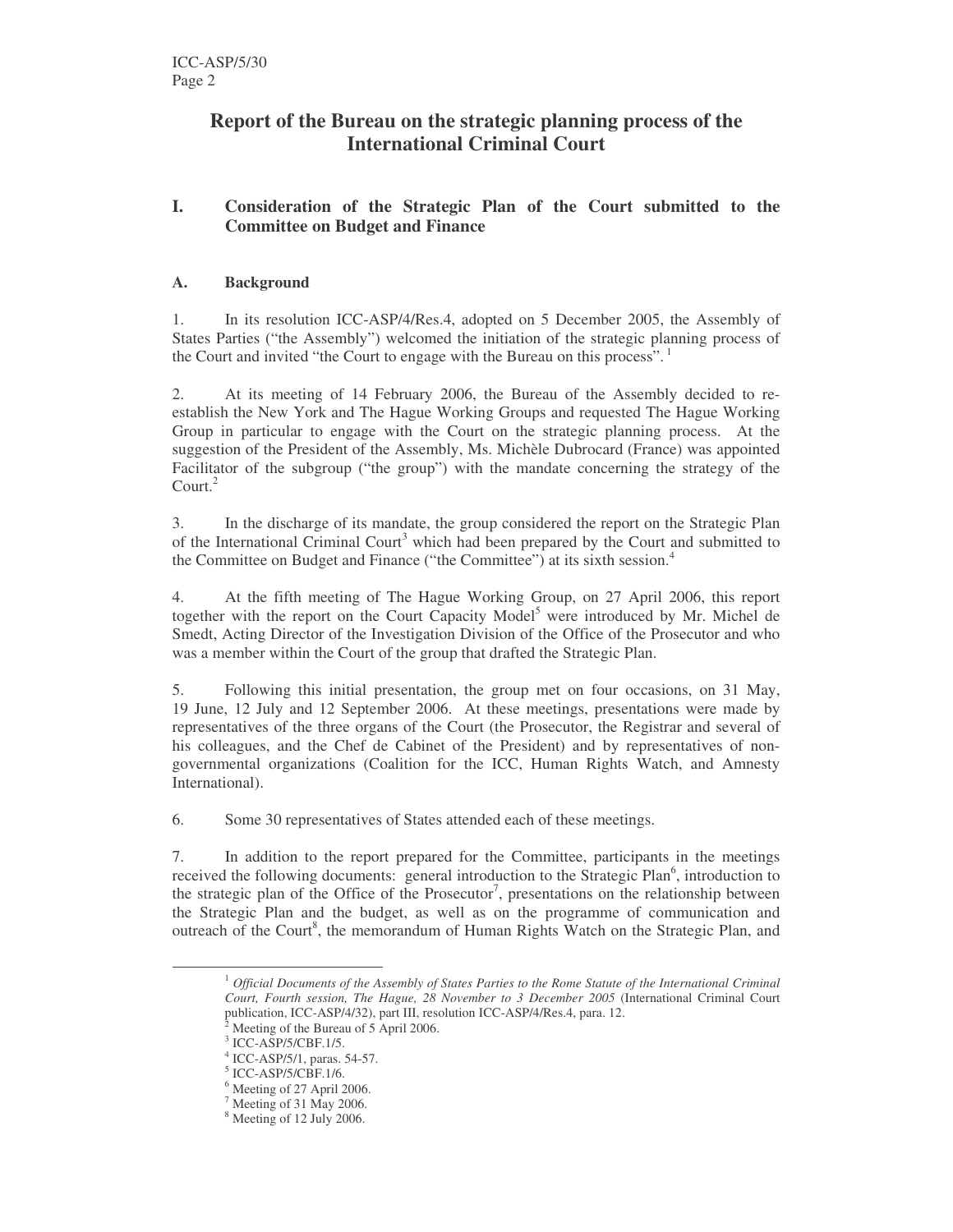# Report of the Bureau on the strategic planning process of the International Criminal Court

## I. Consideration of the Strategic Plan of the Court submitted to the Committee on Budget and Finance

### A. Background

1. In its resolution ICC-ASP/4/Res.4, adopted on 5 December 2005, the Assembly of States Parties ("the Assembly") welcomed the initiation of the strategic planning process of the Court and invited "the Court to engage with the Bureau on this process".[1]

2. At its meeting of 14 February 2006, the Bureau of the Assembly decided to re-establish the New York and The Hague Working Groups and requested The Hague Working Group in particular to engage with the Court on the strategic planning process. At the suggestion of the President of the Assembly, Ms. Michèle Dubrocard (France) was appointed Facilitator of the subgroup ("the group") with the mandate concerning the strategy of the Court.[2]

3. In the discharge of its mandate, the group considered the report on the Strategic Plan of the International Criminal Court[3] which had been prepared by the Court and submitted to the Committee on Budget and Finance ("the Committee") at its sixth session.[4]

4. At the fifth meeting of The Hague Working Group, on 27 April 2006, this report together with the report on the Court Capacity Model[5] were introduced by Mr. Michel de Smedt, Acting Director of the Investigation Division of the Office of the Prosecutor and who was a member within the Court of the group that drafted the Strategic Plan.

5. Following this initial presentation, the group met on four occasions, on 31 May, 19 June, 12 July and 12 September 2006. At these meetings, presentations were made by representatives of the three organs of the Court (the Prosecutor, the Registrar and several of his colleagues, and the Chef de Cabinet of the President) and by representatives of non-governmental organizations (Coalition for the ICC, Human Rights Watch, and Amnesty International).

6. Some 30 representatives of States attended each of these meetings.

7. In addition to the report prepared for the Committee, participants in the meetings received the following documents: general introduction to the Strategic Plan[6], introduction to the strategic plan of the Office of the Prosecutor[7], presentations on the relationship between the Strategic Plan and the budget, as well as on the programme of communication and outreach of the Court[8], the memorandum of Human Rights Watch on the Strategic Plan, and

---

[1] *Official Documents of the Assembly of States Parties to the Rome Statute of the International Criminal Court, Fourth session, The Hague, 28 November to 3 December 2005* (International Criminal Court publication, ICC-ASP/4/32), part III, resolution ICC-ASP/4/Res.4, para. 12.

[2] Meeting of the Bureau of 5 April 2006.

[3] ICC-ASP/5/CBF.1/5.

[4] ICC-ASP/5/1, paras. 54-57.

[5] ICC-ASP/5/CBF.1/6.

[6] Meeting of 27 April 2006.

[7] Meeting of 31 May 2006.

[8] Meeting of 12 July 2006.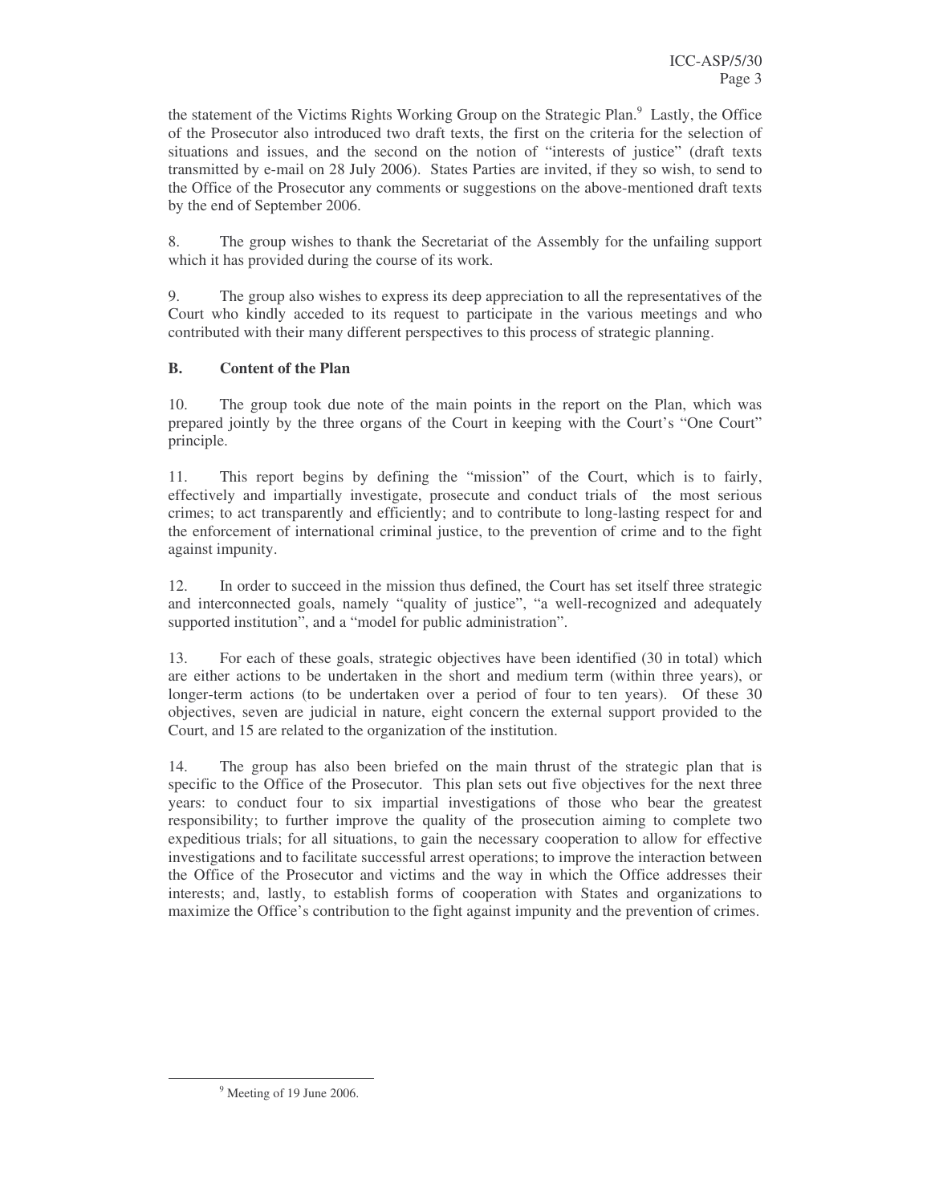the statement of the Victims Rights Working Group on the Strategic Plan.[9] Lastly, the Office of the Prosecutor also introduced two draft texts, the first on the criteria for the selection of situations and issues, and the second on the notion of "interests of justice" (draft texts transmitted by e-mail on 28 July 2006). States Parties are invited, if they so wish, to send to the Office of the Prosecutor any comments or suggestions on the above-mentioned draft texts by the end of September 2006.

8. The group wishes to thank the Secretariat of the Assembly for the unfailing support which it has provided during the course of its work.

9. The group also wishes to express its deep appreciation to all the representatives of the Court who kindly acceded to its request to participate in the various meetings and who contributed with their many different perspectives to this process of strategic planning.

### B. Content of the Plan

10. The group took due note of the main points in the report on the Plan, which was prepared jointly by the three organs of the Court in keeping with the Court's "One Court" principle.

11. This report begins by defining the "mission" of the Court, which is to fairly, effectively and impartially investigate, prosecute and conduct trials of the most serious crimes; to act transparently and efficiently; and to contribute to long-lasting respect for and the enforcement of international criminal justice, to the prevention of crime and to the fight against impunity.

12. In order to succeed in the mission thus defined, the Court has set itself three strategic and interconnected goals, namely "quality of justice", "a well-recognized and adequately supported institution", and a "model for public administration".

13. For each of these goals, strategic objectives have been identified (30 in total) which are either actions to be undertaken in the short and medium term (within three years), or longer-term actions (to be undertaken over a period of four to ten years). Of these 30 objectives, seven are judicial in nature, eight concern the external support provided to the Court, and 15 are related to the organization of the institution.

14. The group has also been briefed on the main thrust of the strategic plan that is specific to the Office of the Prosecutor. This plan sets out five objectives for the next three years: to conduct four to six impartial investigations of those who bear the greatest responsibility; to further improve the quality of the prosecution aiming to complete two expeditious trials; for all situations, to gain the necessary cooperation to allow for effective investigations and to facilitate successful arrest operations; to improve the interaction between the Office of the Prosecutor and victims and the way in which the Office addresses their interests; and, lastly, to establish forms of cooperation with States and organizations to maximize the Office's contribution to the fight against impunity and the prevention of crimes.

[9] Meeting of 19 June 2006.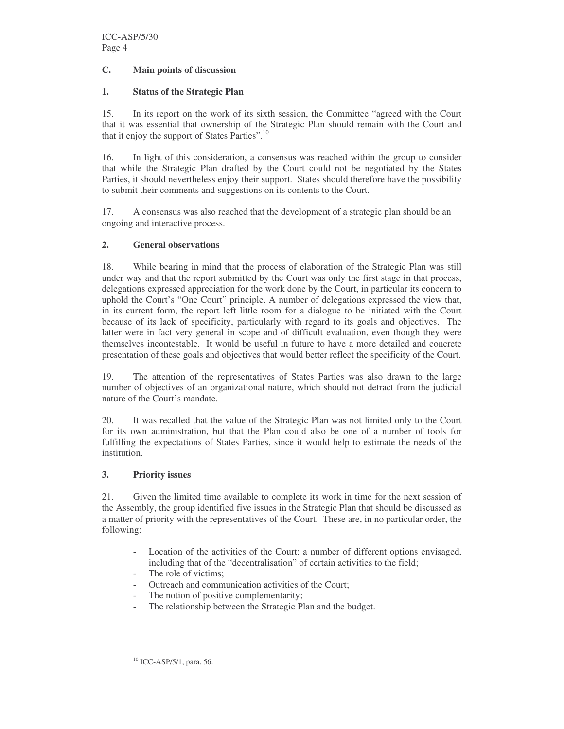## C. Main points of discussion

### 1. Status of the Strategic Plan

15. In its report on the work of its sixth session, the Committee "agreed with the Court that it was essential that ownership of the Strategic Plan should remain with the Court and that it enjoy the support of States Parties".[10]

16. In light of this consideration, a consensus was reached within the group to consider that while the Strategic Plan drafted by the Court could not be negotiated by the States Parties, it should nevertheless enjoy their support. States should therefore have the possibility to submit their comments and suggestions on its contents to the Court.

17. A consensus was also reached that the development of a strategic plan should be an ongoing and interactive process.

### 2. General observations

18. While bearing in mind that the process of elaboration of the Strategic Plan was still under way and that the report submitted by the Court was only the first stage in that process, delegations expressed appreciation for the work done by the Court, in particular its concern to uphold the Court's "One Court" principle. A number of delegations expressed the view that, in its current form, the report left little room for a dialogue to be initiated with the Court because of its lack of specificity, particularly with regard to its goals and objectives. The latter were in fact very general in scope and of difficult evaluation, even though they were themselves incontestable. It would be useful in future to have a more detailed and concrete presentation of these goals and objectives that would better reflect the specificity of the Court.

19. The attention of the representatives of States Parties was also drawn to the large number of objectives of an organizational nature, which should not detract from the judicial nature of the Court's mandate.

20. It was recalled that the value of the Strategic Plan was not limited only to the Court for its own administration, but that the Plan could also be one of a number of tools for fulfilling the expectations of States Parties, since it would help to estimate the needs of the institution.

### 3. Priority issues

21. Given the limited time available to complete its work in time for the next session of the Assembly, the group identified five issues in the Strategic Plan that should be discussed as a matter of priority with the representatives of the Court. These are, in no particular order, the following:

- Location of the activities of the Court: a number of different options envisaged, including that of the "decentralisation" of certain activities to the field;
- The role of victims;
- Outreach and communication activities of the Court;
- The notion of positive complementarity;
- The relationship between the Strategic Plan and the budget.

---

[10] ICC-ASP/5/1, para. 56.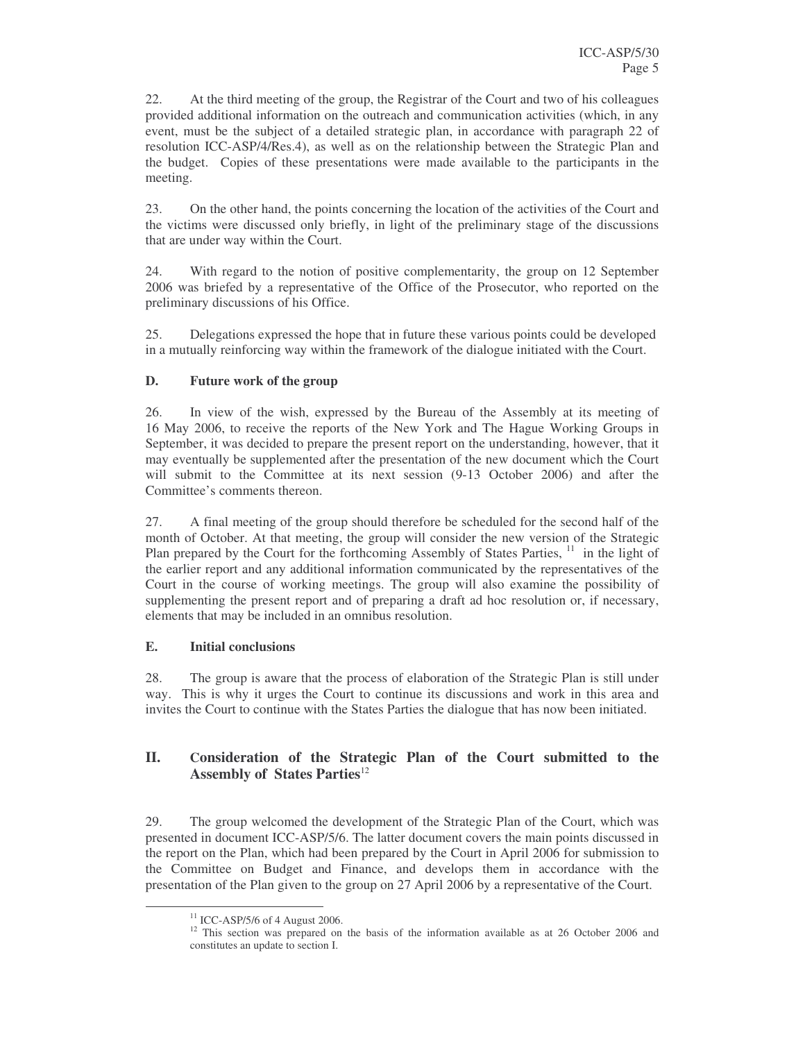22. At the third meeting of the group, the Registrar of the Court and two of his colleagues provided additional information on the outreach and communication activities (which, in any event, must be the subject of a detailed strategic plan, in accordance with paragraph 22 of resolution ICC-ASP/4/Res.4), as well as on the relationship between the Strategic Plan and the budget. Copies of these presentations were made available to the participants in the meeting.

23. On the other hand, the points concerning the location of the activities of the Court and the victims were discussed only briefly, in light of the preliminary stage of the discussions that are under way within the Court.

24. With regard to the notion of positive complementarity, the group on 12 September 2006 was briefed by a representative of the Office of the Prosecutor, who reported on the preliminary discussions of his Office.

25. Delegations expressed the hope that in future these various points could be developed in a mutually reinforcing way within the framework of the dialogue initiated with the Court.

### D. Future work of the group

26. In view of the wish, expressed by the Bureau of the Assembly at its meeting of 16 May 2006, to receive the reports of the New York and The Hague Working Groups in September, it was decided to prepare the present report on the understanding, however, that it may eventually be supplemented after the presentation of the new document which the Court will submit to the Committee at its next session (9-13 October 2006) and after the Committee's comments thereon.

27. A final meeting of the group should therefore be scheduled for the second half of the month of October. At that meeting, the group will consider the new version of the Strategic Plan prepared by the Court for the forthcoming Assembly of States Parties, [11] in the light of the earlier report and any additional information communicated by the representatives of the Court in the course of working meetings. The group will also examine the possibility of supplementing the present report and of preparing a draft ad hoc resolution or, if necessary, elements that may be included in an omnibus resolution.

### E. Initial conclusions

28. The group is aware that the process of elaboration of the Strategic Plan is still under way. This is why it urges the Court to continue its discussions and work in this area and invites the Court to continue with the States Parties the dialogue that has now been initiated.

## II. Consideration of the Strategic Plan of the Court submitted to the Assembly of States Parties[12]

29. The group welcomed the development of the Strategic Plan of the Court, which was presented in document ICC-ASP/5/6. The latter document covers the main points discussed in the report on the Plan, which had been prepared by the Court in April 2006 for submission to the Committee on Budget and Finance, and develops them in accordance with the presentation of the Plan given to the group on 27 April 2006 by a representative of the Court.

[11] ICC-ASP/5/6 of 4 August 2006.

[12] This section was prepared on the basis of the information available as at 26 October 2006 and constitutes an update to section I.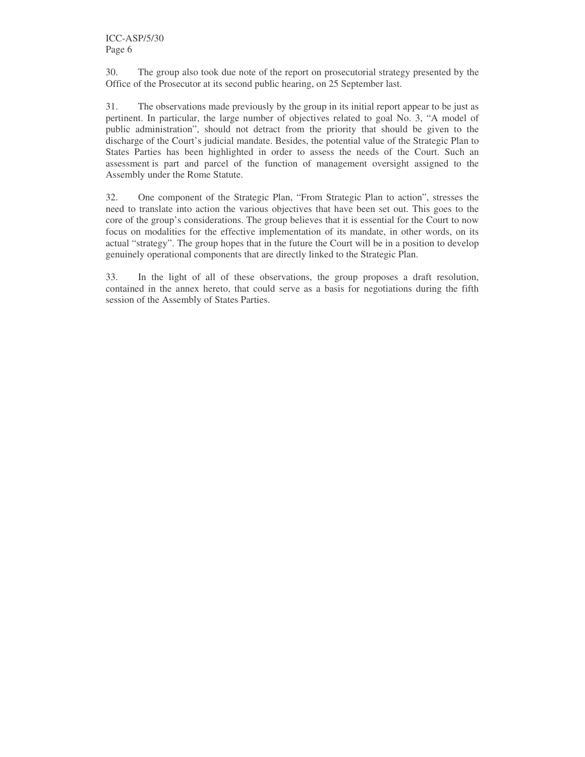30. The group also took due note of the report on prosecutorial strategy presented by the Office of the Prosecutor at its second public hearing, on 25 September last.

31. The observations made previously by the group in its initial report appear to be just as pertinent. In particular, the large number of objectives related to goal No. 3, "A model of public administration", should not detract from the priority that should be given to the discharge of the Court's judicial mandate. Besides, the potential value of the Strategic Plan to States Parties has been highlighted in order to assess the needs of the Court. Such an assessment is part and parcel of the function of management oversight assigned to the Assembly under the Rome Statute.

32. One component of the Strategic Plan, "From Strategic Plan to action", stresses the need to translate into action the various objectives that have been set out. This goes to the core of the group's considerations. The group believes that it is essential for the Court to now focus on modalities for the effective implementation of its mandate, in other words, on its actual "strategy". The group hopes that in the future the Court will be in a position to develop genuinely operational components that are directly linked to the Strategic Plan.

33. In the light of all of these observations, the group proposes a draft resolution, contained in the annex hereto, that could serve as a basis for negotiations during the fifth session of the Assembly of States Parties.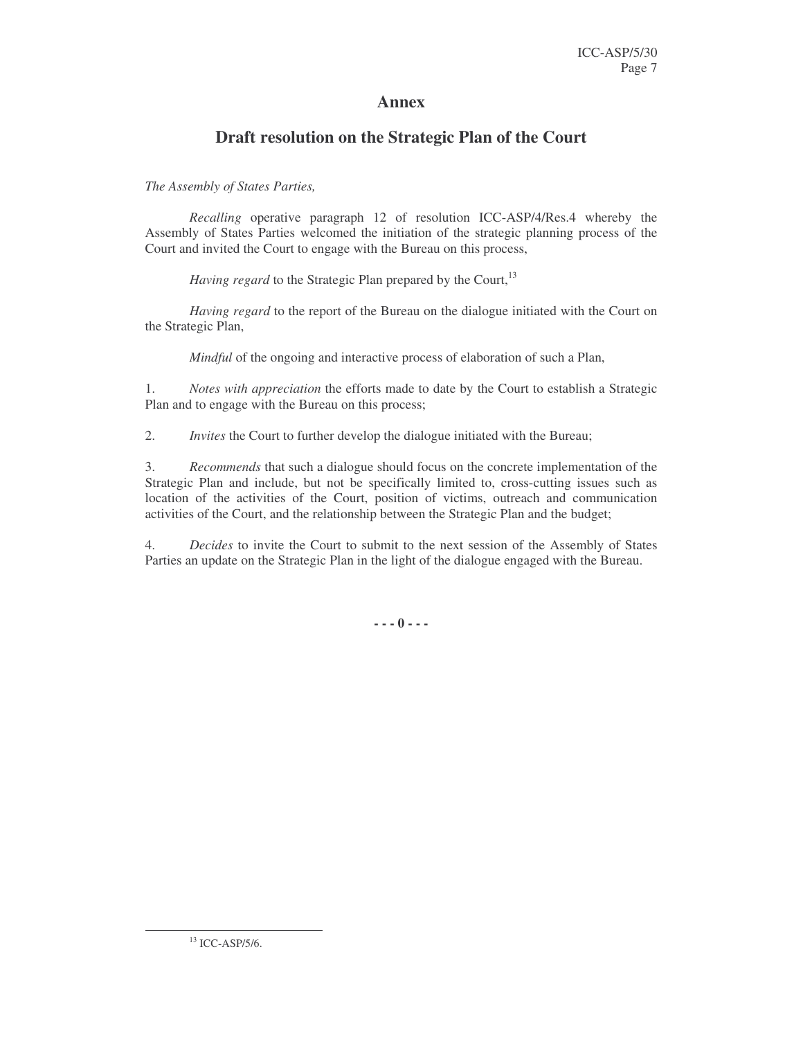# Annex

## Draft resolution on the Strategic Plan of the Court

*The Assembly of States Parties,*

*Recalling* operative paragraph 12 of resolution ICC-ASP/4/Res.4 whereby the Assembly of States Parties welcomed the initiation of the strategic planning process of the Court and invited the Court to engage with the Bureau on this process,

*Having regard* to the Strategic Plan prepared by the Court,[13]

*Having regard* to the report of the Bureau on the dialogue initiated with the Court on the Strategic Plan,

*Mindful* of the ongoing and interactive process of elaboration of such a Plan,

1. *Notes with appreciation* the efforts made to date by the Court to establish a Strategic Plan and to engage with the Bureau on this process;

2. *Invites* the Court to further develop the dialogue initiated with the Bureau;

3. *Recommends* that such a dialogue should focus on the concrete implementation of the Strategic Plan and include, but not be specifically limited to, cross-cutting issues such as location of the activities of the Court, position of victims, outreach and communication activities of the Court, and the relationship between the Strategic Plan and the budget;

4. *Decides* to invite the Court to submit to the next session of the Assembly of States Parties an update on the Strategic Plan in the light of the dialogue engaged with the Bureau.

**- - - 0 - - -**

[13] ICC-ASP/5/6.